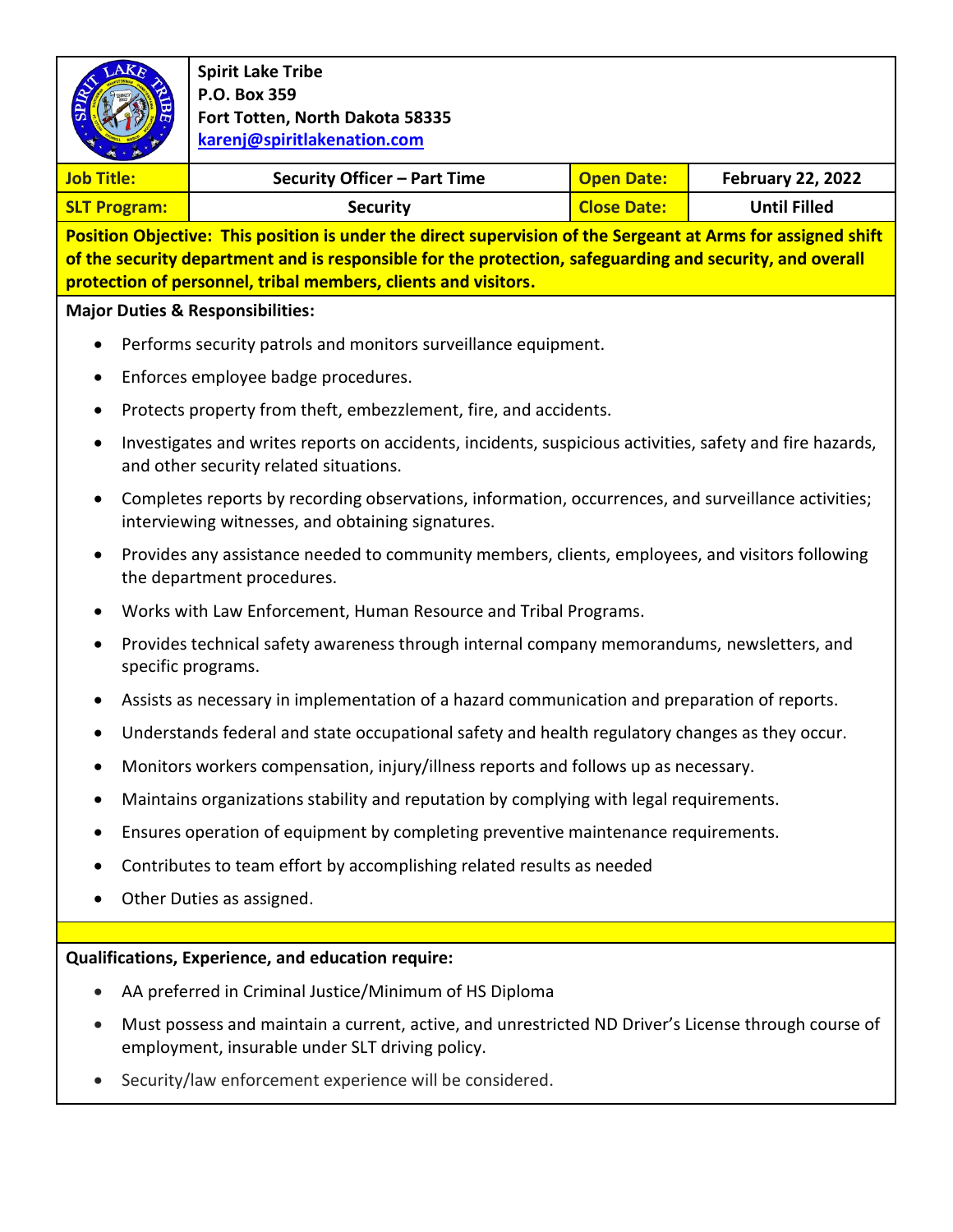**Spirit Lake Tribe**
**P.O. Box 359**
**Fort Totten, North Dakota 58335**
**karenj@spiritlakenation.com**

| **Job Title:** | **Security Officer – Part Time** | **Open Date:** | **February 22, 2022** |
|---|---|---|---|
| **SLT Program:** | **Security** | **Close Date:** | **Until Filled** |

**Position Objective: This position is under the direct supervision of the Sergeant at Arms for assigned shift of the security department and is responsible for the protection, safeguarding and security, and overall protection of personnel, tribal members, clients and visitors.**

**Major Duties & Responsibilities:**

- Performs security patrols and monitors surveillance equipment.
- Enforces employee badge procedures.
- Protects property from theft, embezzlement, fire, and accidents.
- Investigates and writes reports on accidents, incidents, suspicious activities, safety and fire hazards, and other security related situations.
- Completes reports by recording observations, information, occurrences, and surveillance activities; interviewing witnesses, and obtaining signatures.
- Provides any assistance needed to community members, clients, employees, and visitors following the department procedures.
- Works with Law Enforcement, Human Resource and Tribal Programs.
- Provides technical safety awareness through internal company memorandums, newsletters, and specific programs.
- Assists as necessary in implementation of a hazard communication and preparation of reports.
- Understands federal and state occupational safety and health regulatory changes as they occur.
- Monitors workers compensation, injury/illness reports and follows up as necessary.
- Maintains organizations stability and reputation by complying with legal requirements.
- Ensures operation of equipment by completing preventive maintenance requirements.
- Contributes to team effort by accomplishing related results as needed
- Other Duties as assigned.

**Qualifications, Experience, and education require:**

- AA preferred in Criminal Justice/Minimum of HS Diploma
- Must possess and maintain a current, active, and unrestricted ND Driver's License through course of employment, insurable under SLT driving policy.
- Security/law enforcement experience will be considered.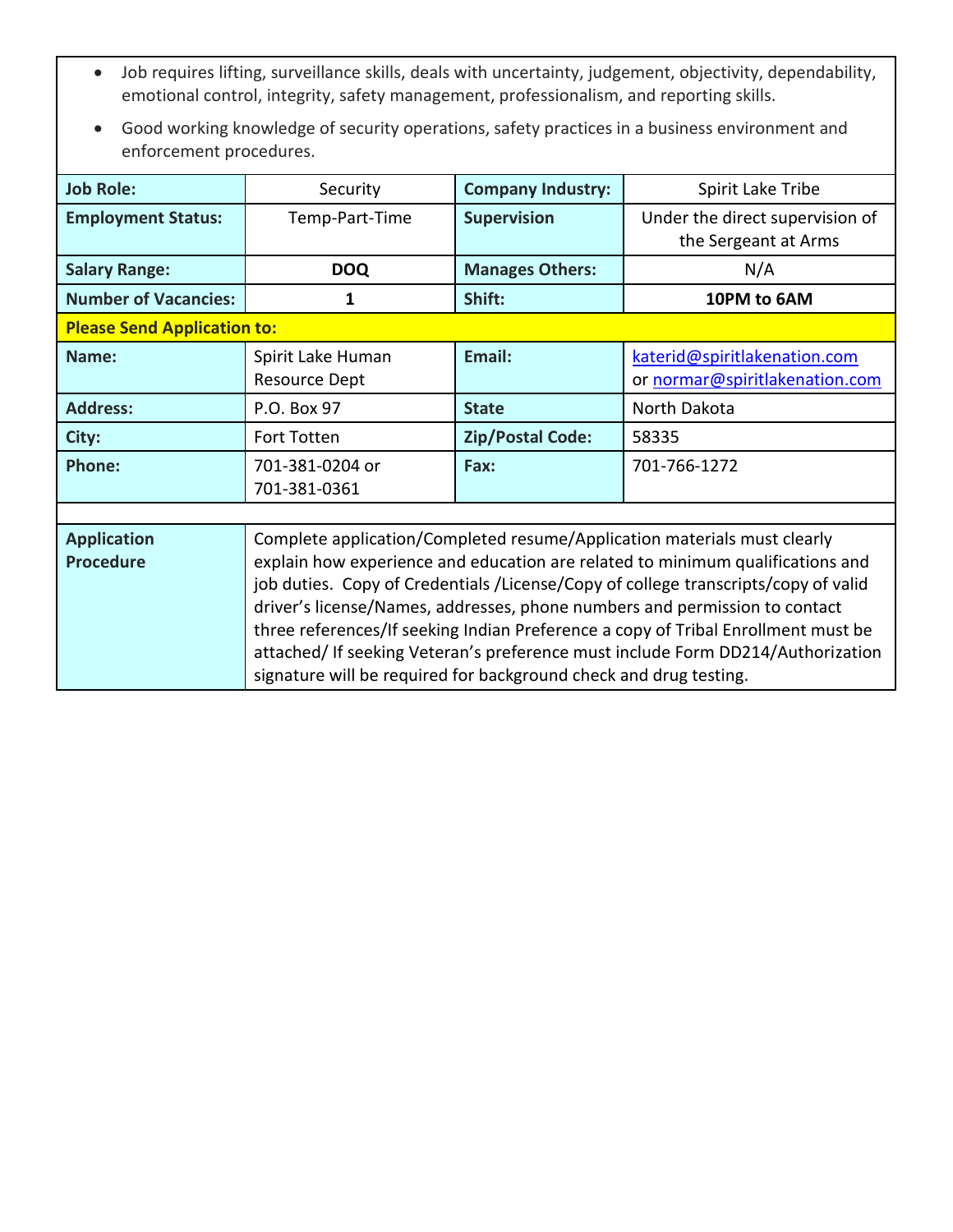- Job requires lifting, surveillance skills, deals with uncertainty, judgement, objectivity, dependability, emotional control, integrity, safety management, professionalism, and reporting skills.
- Good working knowledge of security operations, safety practices in a business environment and enforcement procedures.

| | | | |
|---|---|---|---|
| **Job Role:** | Security | **Company Industry:** | Spirit Lake Tribe |
| **Employment Status:** | Temp-Part-Time | **Supervision** | Under the direct supervision of the Sergeant at Arms |
| **Salary Range:** | **DOQ** | **Manages Others:** | N/A |
| **Number of Vacancies:** | **1** | **Shift:** | **10PM to 6AM** |
| **Please Send Application to:** | | | |
| **Name:** | Spirit Lake Human Resource Dept | **Email:** | katerid@spiritlakenation.com or normar@spiritlakenation.com |
| **Address:** | P.O. Box 97 | **State** | North Dakota |
| **City:** | Fort Totten | **Zip/Postal Code:** | 58335 |
| **Phone:** | 701-381-0204 or 701-381-0361 | **Fax:** | 701-766-1272 |

| | |
|---|---|
| **Application Procedure** | Complete application/Completed resume/Application materials must clearly explain how experience and education are related to minimum qualifications and job duties. Copy of Credentials /License/Copy of college transcripts/copy of valid driver's license/Names, addresses, phone numbers and permission to contact three references/If seeking Indian Preference a copy of Tribal Enrollment must be attached/ If seeking Veteran's preference must include Form DD214/Authorization signature will be required for background check and drug testing. |